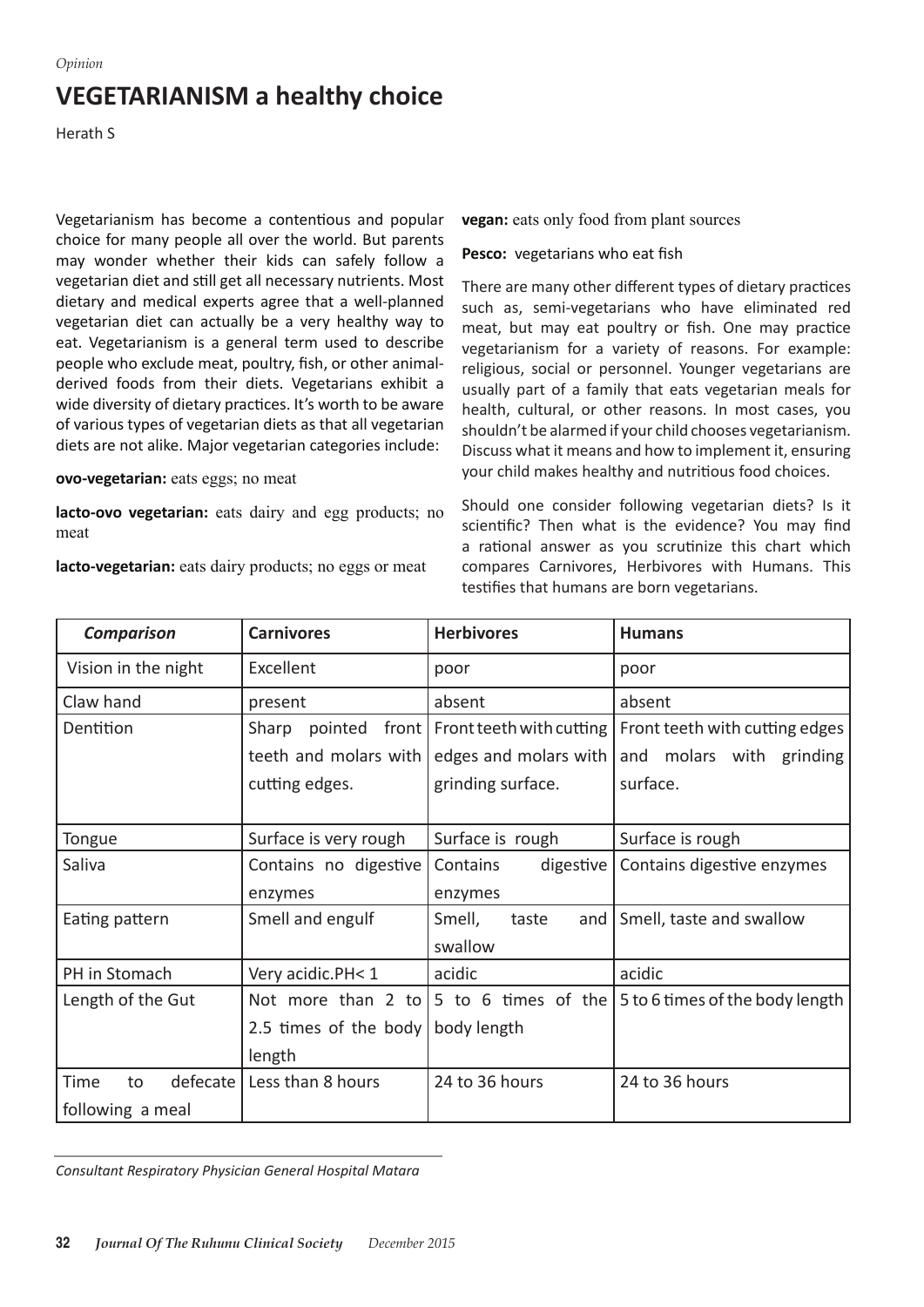*Opinion*

# VEGETARIANISM a healthy choice

Herath S

Vegetarianism has become a contentious and popular choice for many people all over the world. But parents may wonder whether their kids can safely follow a vegetarian diet and still get all necessary nutrients. Most dietary and medical experts agree that a well-planned vegetarian diet can actually be a very healthy way to eat. Vegetarianism is a general term used to describe people who exclude meat, poultry, fish, or other animal-derived foods from their diets. Vegetarians exhibit a wide diversity of dietary practices. It's worth to be aware of various types of vegetarian diets as that all vegetarian diets are not alike. Major vegetarian categories include:

**ovo-vegetarian:** eats eggs; no meat

**lacto-ovo vegetarian:** eats dairy and egg products; no meat

**lacto-vegetarian:** eats dairy products; no eggs or meat

**vegan:** eats only food from plant sources

**Pesco:** vegetarians who eat fish

There are many other different types of dietary practices such as, semi-vegetarians who have eliminated red meat, but may eat poultry or fish. One may practice vegetarianism for a variety of reasons. For example: religious, social or personnel. Younger vegetarians are usually part of a family that eats vegetarian meals for health, cultural, or other reasons. In most cases, you shouldn't be alarmed if your child chooses vegetarianism. Discuss what it means and how to implement it, ensuring your child makes healthy and nutritious food choices.

Should one consider following vegetarian diets? Is it scientific? Then what is the evidence? You may find a rational answer as you scrutinize this chart which compares Carnivores, Herbivores with Humans. This testifies that humans are born vegetarians.

| *Comparison* | Carnivores | Herbivores | Humans |
|---|---|---|---|
| Vision in the night | Excellent | poor | poor |
| Claw hand | present | absent | absent |
| Dentition | Sharp pointed front teeth and molars with cutting edges. | Front teeth with cutting edges and molars with grinding surface. | Front teeth with cutting edges and molars with grinding surface. |
| Tongue | Surface is very rough | Surface is rough | Surface is rough |
| Saliva | Contains no digestive enzymes | Contains digestive enzymes | Contains digestive enzymes |
| Eating pattern | Smell and engulf | Smell, taste and swallow | Smell, taste and swallow |
| PH in Stomach | Very acidic.PH< 1 | acidic | acidic |
| Length of the Gut | Not more than 2 to 2.5 times of the body length | 5 to 6 times of the body length | 5 to 6 times of the body length |
| Time to defecate following a meal | Less than 8 hours | 24 to 36 hours | 24 to 36 hours |

*Consultant Respiratory Physician General Hospital Matara*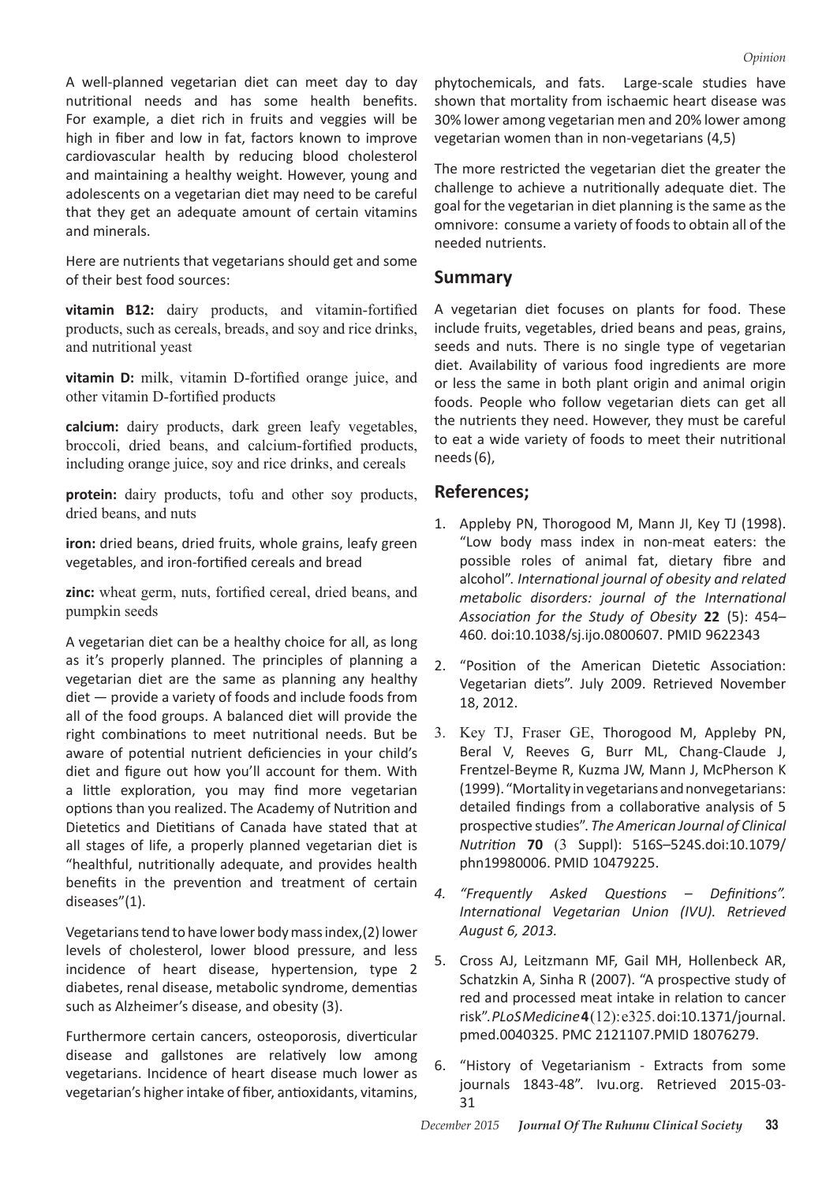A well-planned vegetarian diet can meet day to day nutritional needs and has some health benefits. For example, a diet rich in fruits and veggies will be high in fiber and low in fat, factors known to improve cardiovascular health by reducing blood cholesterol and maintaining a healthy weight. However, young and adolescents on a vegetarian diet may need to be careful that they get an adequate amount of certain vitamins and minerals.

Here are nutrients that vegetarians should get and some of their best food sources:

**vitamin B12:** dairy products, and vitamin-fortified products, such as cereals, breads, and soy and rice drinks, and nutritional yeast

**vitamin D:** milk, vitamin D-fortified orange juice, and other vitamin D-fortified products

**calcium:** dairy products, dark green leafy vegetables, broccoli, dried beans, and calcium-fortified products, including orange juice, soy and rice drinks, and cereals

**protein:** dairy products, tofu and other soy products, dried beans, and nuts

**iron:** dried beans, dried fruits, whole grains, leafy green vegetables, and iron-fortified cereals and bread

**zinc:** wheat germ, nuts, fortified cereal, dried beans, and pumpkin seeds

A vegetarian diet can be a healthy choice for all, as long as it's properly planned. The principles of planning a vegetarian diet are the same as planning any healthy diet — provide a variety of foods and include foods from all of the food groups. A balanced diet will provide the right combinations to meet nutritional needs. But be aware of potential nutrient deficiencies in your child's diet and figure out how you'll account for them. With a little exploration, you may find more vegetarian options than you realized. The Academy of Nutrition and Dietetics and Dietitians of Canada have stated that at all stages of life, a properly planned vegetarian diet is "healthful, nutritionally adequate, and provides health benefits in the prevention and treatment of certain diseases"(1).

Vegetarians tend to have lower body mass index,(2) lower levels of cholesterol, lower blood pressure, and less incidence of heart disease, hypertension, type 2 diabetes, renal disease, metabolic syndrome, dementias such as Alzheimer's disease, and obesity (3).

Furthermore certain cancers, osteoporosis, diverticular disease and gallstones are relatively low among vegetarians. Incidence of heart disease much lower as vegetarian's higher intake of fiber, antioxidants, vitamins, phytochemicals, and fats. Large-scale studies have shown that mortality from ischaemic heart disease was 30% lower among vegetarian men and 20% lower among vegetarian women than in non-vegetarians (4,5)

The more restricted the vegetarian diet the greater the challenge to achieve a nutritionally adequate diet. The goal for the vegetarian in diet planning is the same as the omnivore: consume a variety of foods to obtain all of the needed nutrients.

## Summary

A vegetarian diet focuses on plants for food. These include fruits, vegetables, dried beans and peas, grains, seeds and nuts. There is no single type of vegetarian diet. Availability of various food ingredients are more or less the same in both plant origin and animal origin foods. People who follow vegetarian diets can get all the nutrients they need. However, they must be careful to eat a wide variety of foods to meet their nutritional needs (6),

## References;

1. Appleby PN, Thorogood M, Mann JI, Key TJ (1998). "Low body mass index in non-meat eaters: the possible roles of animal fat, dietary fibre and alcohol". *International journal of obesity and related metabolic disorders: journal of the International Association for the Study of Obesity* **22** (5): 454–460. doi:10.1038/sj.ijo.0800607. PMID 9622343
2. "Position of the American Dietetic Association: Vegetarian diets". July 2009. Retrieved November 18, 2012.
3. Key TJ, Fraser GE, Thorogood M, Appleby PN, Beral V, Reeves G, Burr ML, Chang-Claude J, Frentzel-Beyme R, Kuzma JW, Mann J, McPherson K (1999). "Mortality in vegetarians and nonvegetarians: detailed findings from a collaborative analysis of 5 prospective studies". *The American Journal of Clinical Nutrition* **70** (3 Suppl): 516S–524S.doi:10.1079/phn19980006. PMID 10479225.
4. *"Frequently Asked Questions – Definitions". International Vegetarian Union (IVU). Retrieved August 6, 2013.*
5. Cross AJ, Leitzmann MF, Gail MH, Hollenbeck AR, Schatzkin A, Sinha R (2007). "A prospective study of red and processed meat intake in relation to cancer risk". *PLoS Medicine* **4** (12): e325. doi:10.1371/journal.pmed.0040325. PMC 2121107.PMID 18076279.
6. "History of Vegetarianism - Extracts from some journals 1843-48". Ivu.org. Retrieved 2015-03-31